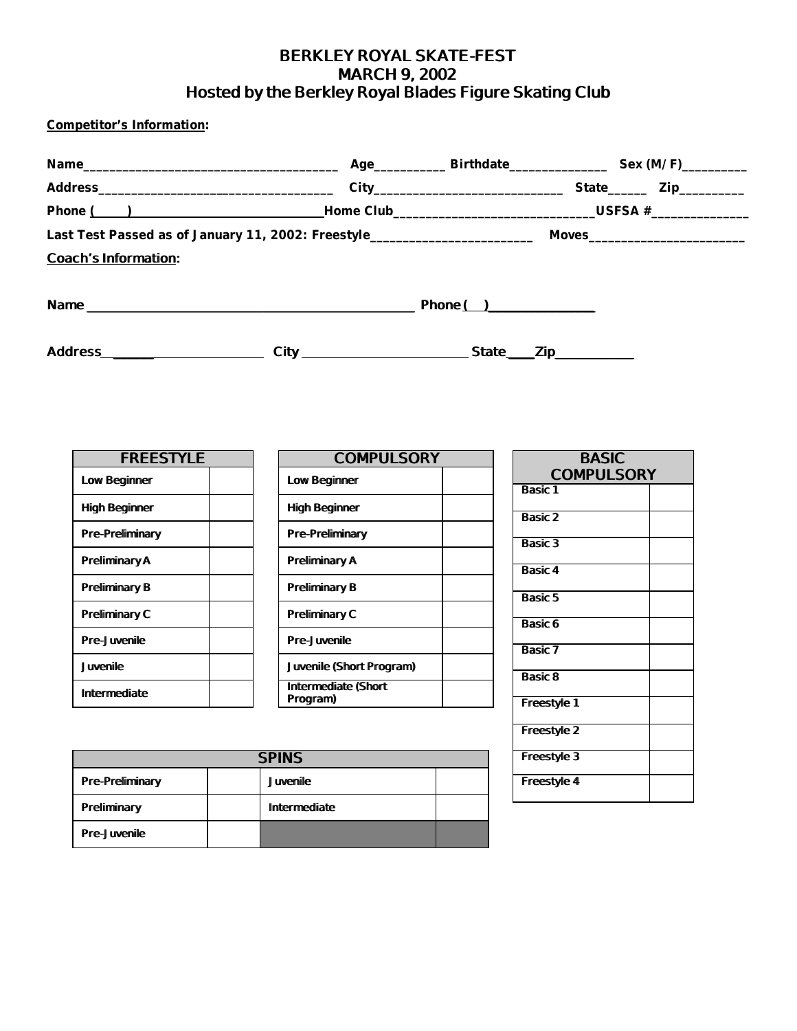# BERKLEY ROYAL SKATE-FEST
## MARCH 9, 2002
## Hosted by the Berkley Royal Blades Figure Skating Club

**Competitor's Information:**

**Name**\_\_\_\_\_\_\_\_\_\_\_\_\_\_\_\_\_\_\_\_\_\_\_\_\_\_\_\_\_\_\_\_\_\_\_\_ **Age**\_\_\_\_\_\_\_\_\_\_ **Birthdate**\_\_\_\_\_\_\_\_\_\_\_\_\_\_ **Sex (M/F)**\_\_\_\_\_\_\_\_\_

**Address**\_\_\_\_\_\_\_\_\_\_\_\_\_\_\_\_\_\_\_\_\_\_\_\_\_\_\_\_\_\_\_\_\_\_ **City**\_\_\_\_\_\_\_\_\_\_\_\_\_\_\_\_\_\_\_\_\_\_\_\_\_\_\_\_ **State**\_\_\_\_\_ **Zip**\_\_\_\_\_\_\_\_\_

**Phone (\_\_\_\_\_)**\_\_\_\_\_\_\_\_\_\_\_\_\_\_\_\_\_\_\_\_\_\_\_\_\_\_\_\_\_ **Home Club**\_\_\_\_\_\_\_\_\_\_\_\_\_\_\_\_\_\_\_\_\_\_\_\_\_\_\_\_\_\_ **USFSA #**\_\_\_\_\_\_\_\_\_\_\_\_\_\_

**Last Test Passed as of January 11, 2002: Freestyle**\_\_\_\_\_\_\_\_\_\_\_\_\_\_\_\_\_\_\_\_\_\_\_\_ **Moves**\_\_\_\_\_\_\_\_\_\_\_\_\_\_\_\_\_\_\_\_\_\_\_

**Coach's Information:**

**Name** \_\_\_\_\_\_\_\_\_\_\_\_\_\_\_\_\_\_\_\_\_\_\_\_\_\_\_\_\_\_\_\_\_\_\_\_\_\_\_\_\_\_\_\_\_\_ **Phone (\_\_\_)**\_\_\_\_\_\_\_\_\_\_\_\_\_\_\_

**Address**\_\_\_\_\_\_\_\_\_\_\_\_\_\_\_\_\_\_\_\_\_\_\_\_ **City** \_\_\_\_\_\_\_\_\_\_\_\_\_\_\_\_\_\_\_\_\_\_\_\_ **State**\_\_\_\_ **Zip**\_\_\_\_\_\_\_\_\_\_\_

| FREESTYLE | |
|---|---|
| Low Beginner | |
| High Beginner | |
| Pre-Preliminary | |
| Preliminary A | |
| Preliminary B | |
| Preliminary C | |
| Pre-Juvenile | |
| Juvenile | |
| Intermediate | |

| COMPULSORY | |
|---|---|
| Low Beginner | |
| High Beginner | |
| Pre-Preliminary | |
| Preliminary A | |
| Preliminary B | |
| Preliminary C | |
| Pre-Juvenile | |
| Juvenile (Short Program) | |
| Intermediate (Short Program) | |

| BASIC COMPULSORY | |
|---|---|
| Basic 1 | |
| Basic 2 | |
| Basic 3 | |
| Basic 4 | |
| Basic 5 | |
| Basic 6 | |
| Basic 7 | |
| Basic 8 | |
| Freestyle 1 | |
| Freestyle 2 | |
| Freestyle 3 | |
| Freestyle 4 | |

| SPINS | | | |
|---|---|---|---|
| Pre-Preliminary | | Juvenile | |
| Preliminary | | Intermediate | |
| Pre-Juvenile | | | |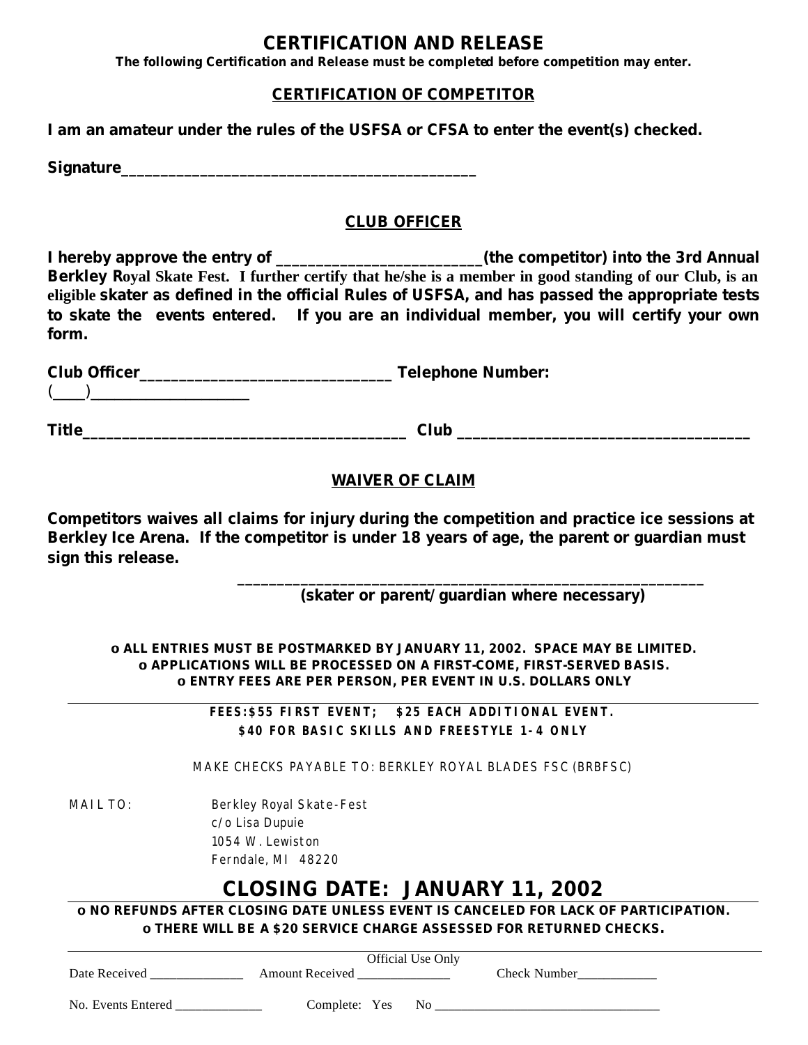# CERTIFICATION AND RELEASE

**The following Certification and Release must be completed before competition may enter.**

## CERTIFICATION OF COMPETITOR

**I am an amateur under the rules of the USFSA or CFSA to enter the event(s) checked.**

**Signature_______________________________________________**

## CLUB OFFICER

**I hereby approve the entry of ___________________________(the competitor) into the 3rd Annual Berkley Royal Skate Fest. I further certify that he/she is a member in good standing of our Club, is an eligible skater as defined in the official Rules of USFSA, and has passed the appropriate tests to skate the events entered. If you are an individual member, you will certify your own form.**

**Club Officer_________________________________ Telephone Number: (____)____________________**

**Title___________________________________________ Club ____________________________________**

## WAIVER OF CLAIM

**Competitors waives all claims for injury during the competition and practice ice sessions at Berkley Ice Arena. If the competitor is under 18 years of age, the parent or guardian must sign this release.**

**______________________________________________________________**
**(skater or parent/guardian where necessary)**

**o ALL ENTRIES MUST BE POSTMARKED BY JANUARY 11, 2002. SPACE MAY BE LIMITED.**
**o APPLICATIONS WILL BE PROCESSED ON A FIRST-COME, FIRST-SERVED BASIS.**
**o ENTRY FEES ARE PER PERSON, PER EVENT IN U.S. DOLLARS ONLY**

---

**FEES:$55 FIRST EVENT; $25 EACH ADDITIONAL EVENT.**
**$40 FOR BASIC SKILLS AND FREESTYLE 1-4 ONLY**

MAKE CHECKS PAYABLE TO: BERKLEY ROYAL BLADES FSC (BRBFSC)

MAIL TO:

Berkley Royal Skate-Fest
c/o Lisa Dupuie
1054 W. Lewiston
Ferndale, MI 48220

# CLOSING DATE: JANUARY 11, 2002

**o NO REFUNDS AFTER CLOSING DATE UNLESS EVENT IS CANCELED FOR LACK OF PARTICIPATION.**
**o THERE WILL BE A $20 SERVICE CHARGE ASSESSED FOR RETURNED CHECKS.**

---

Official Use Only

Date Received ______________ Amount Received ______________ Check Number____________

No. Events Entered _____________ Complete: Yes No __________________________________